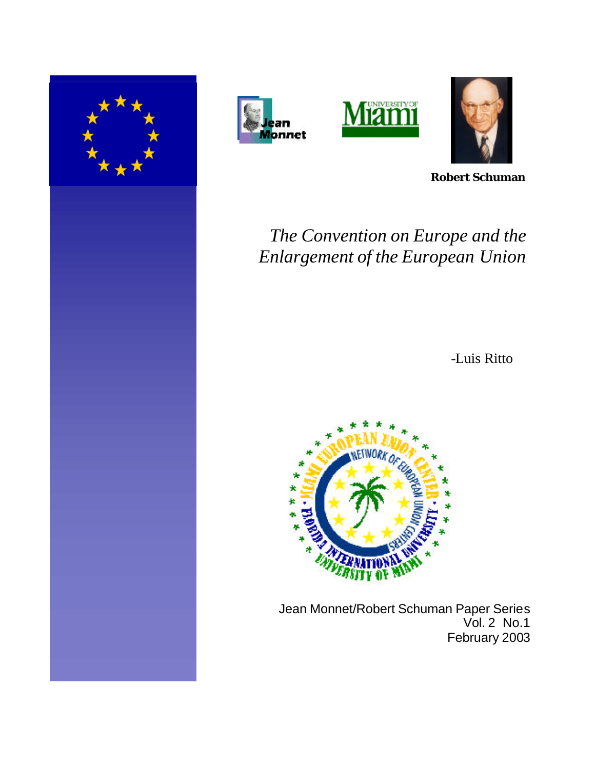**Robert Schuman**

# *The Convention on Europe and the Enlargement of the European Union*

-Luis Ritto

Jean Monnet/Robert Schuman Paper Series
Vol. 2 No.1
February 2003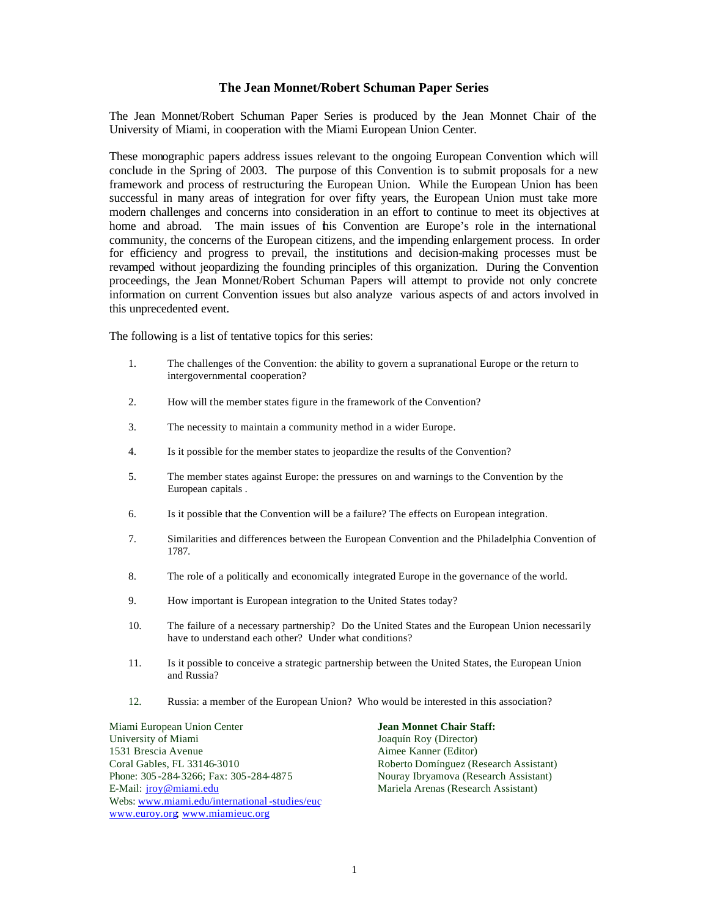# The Jean Monnet/Robert Schuman Paper Series

The Jean Monnet/Robert Schuman Paper Series is produced by the Jean Monnet Chair of the University of Miami, in cooperation with the Miami European Union Center.

These monographic papers address issues relevant to the ongoing European Convention which will conclude in the Spring of 2003. The purpose of this Convention is to submit proposals for a new framework and process of restructuring the European Union. While the European Union has been successful in many areas of integration for over fifty years, the European Union must take more modern challenges and concerns into consideration in an effort to continue to meet its objectives at home and abroad. The main issues of this Convention are Europe's role in the international community, the concerns of the European citizens, and the impending enlargement process. In order for efficiency and progress to prevail, the institutions and decision-making processes must be revamped without jeopardizing the founding principles of this organization. During the Convention proceedings, the Jean Monnet/Robert Schuman Papers will attempt to provide not only concrete information on current Convention issues but also analyze various aspects of and actors involved in this unprecedented event.

The following is a list of tentative topics for this series:

1. The challenges of the Convention: the ability to govern a supranational Europe or the return to intergovernmental cooperation?
2. How will the member states figure in the framework of the Convention?
3. The necessity to maintain a community method in a wider Europe.
4. Is it possible for the member states to jeopardize the results of the Convention?
5. The member states against Europe: the pressures on and warnings to the Convention by the European capitals .
6. Is it possible that the Convention will be a failure? The effects on European integration.
7. Similarities and differences between the European Convention and the Philadelphia Convention of 1787.
8. The role of a politically and economically integrated Europe in the governance of the world.
9. How important is European integration to the United States today?
10. The failure of a necessary partnership? Do the United States and the European Union necessarily have to understand each other? Under what conditions?
11. Is it possible to conceive a strategic partnership between the United States, the European Union and Russia?
12. Russia: a member of the European Union? Who would be interested in this association?

Miami European Union Center
University of Miami
1531 Brescia Avenue
Coral Gables, FL 33146-3010
Phone: 305-284-3266; Fax: 305-284-4875
E-Mail: jroy@miami.edu
Webs: www.miami.edu/international-studies/euc
www.euroy.org; www.miamieuc.org

**Jean Monnet Chair Staff:**
Joaquín Roy (Director)
Aimee Kanner (Editor)
Roberto Domínguez (Research Assistant)
Nouray Ibryamova (Research Assistant)
Mariela Arenas (Research Assistant)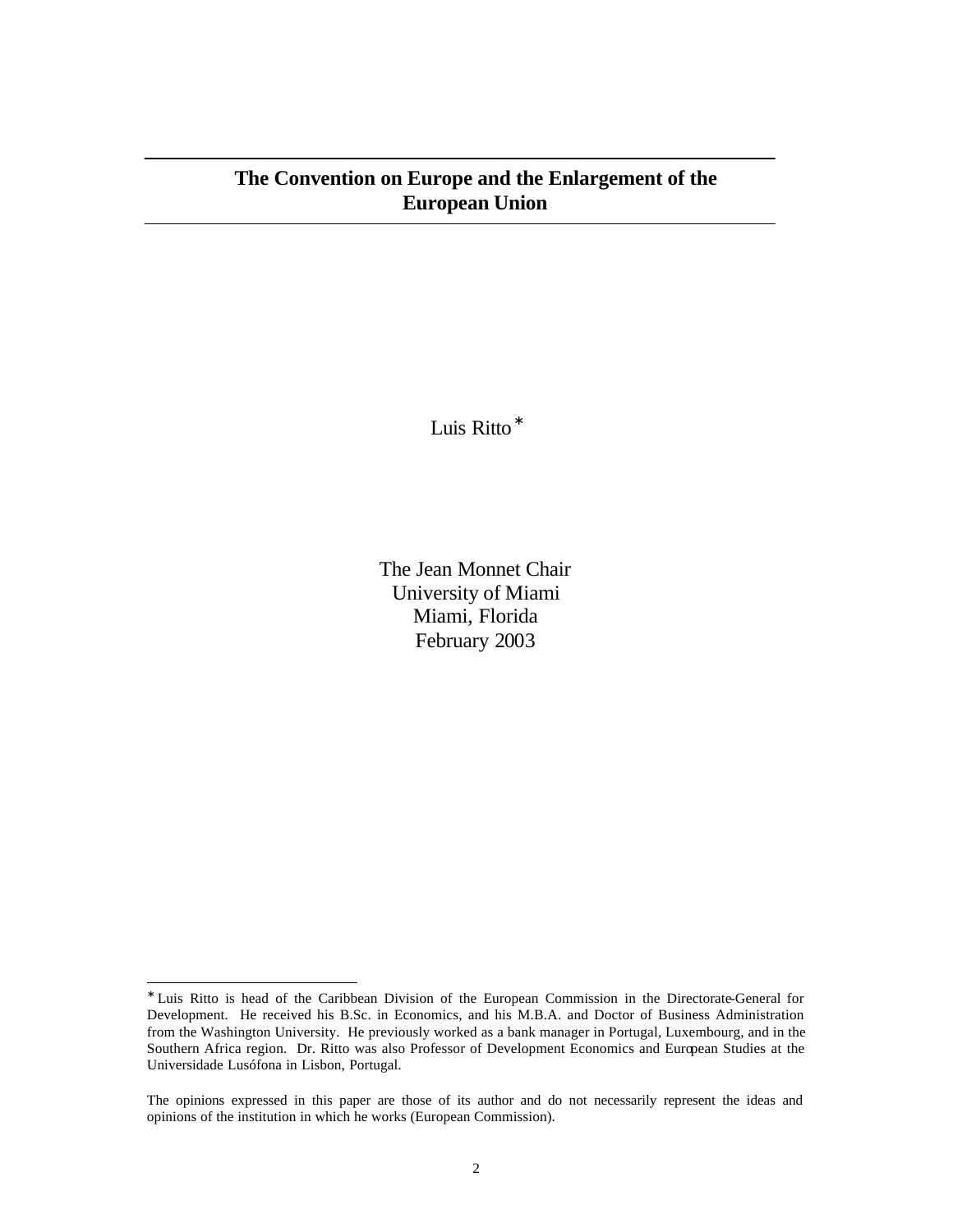# The Convention on Europe and the Enlargement of the European Union

Luis Ritto *

The Jean Monnet Chair
University of Miami
Miami, Florida
February 2003

---

* Luis Ritto is head of the Caribbean Division of the European Commission in the Directorate-General for Development. He received his B.Sc. in Economics, and his M.B.A. and Doctor of Business Administration from the Washington University. He previously worked as a bank manager in Portugal, Luxembourg, and in the Southern Africa region. Dr. Ritto was also Professor of Development Economics and European Studies at the Universidade Lusófona in Lisbon, Portugal.

The opinions expressed in this paper are those of its author and do not necessarily represent the ideas and opinions of the institution in which he works (European Commission).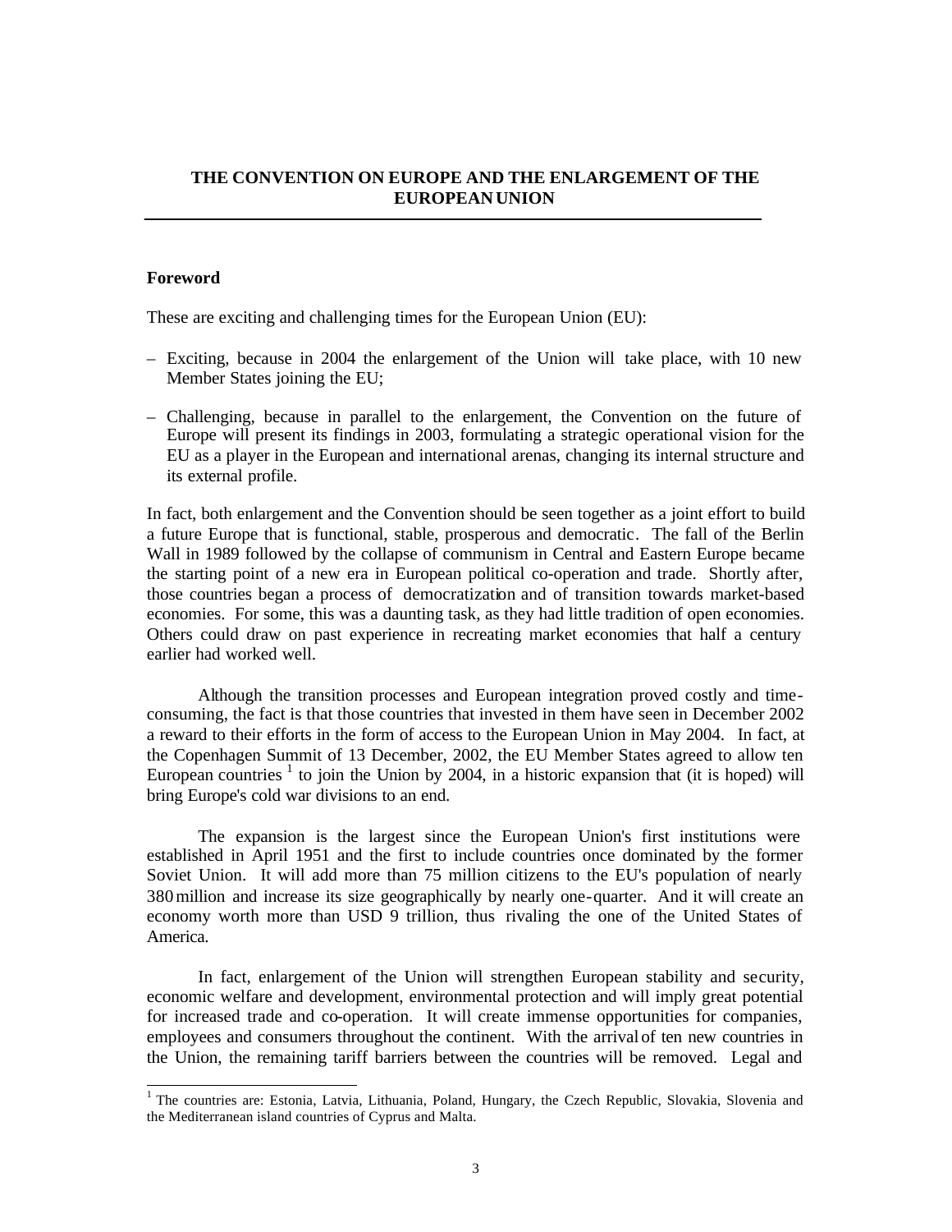## THE CONVENTION ON EUROPE AND THE ENLARGEMENT OF THE EUROPEAN UNION

### Foreword

These are exciting and challenging times for the European Union (EU):

– Exciting, because in 2004 the enlargement of the Union will take place, with 10 new Member States joining the EU;

– Challenging, because in parallel to the enlargement, the Convention on the future of Europe will present its findings in 2003, formulating a strategic operational vision for the EU as a player in the European and international arenas, changing its internal structure and its external profile.

In fact, both enlargement and the Convention should be seen together as a joint effort to build a future Europe that is functional, stable, prosperous and democratic. The fall of the Berlin Wall in 1989 followed by the collapse of communism in Central and Eastern Europe became the starting point of a new era in European political co-operation and trade. Shortly after, those countries began a process of democratization and of transition towards market-based economies. For some, this was a daunting task, as they had little tradition of open economies. Others could draw on past experience in recreating market economies that half a century earlier had worked well.

Although the transition processes and European integration proved costly and time-consuming, the fact is that those countries that invested in them have seen in December 2002 a reward to their efforts in the form of access to the European Union in May 2004. In fact, at the Copenhagen Summit of 13 December, 2002, the EU Member States agreed to allow ten European countries [1] to join the Union by 2004, in a historic expansion that (it is hoped) will bring Europe's cold war divisions to an end.

The expansion is the largest since the European Union's first institutions were established in April 1951 and the first to include countries once dominated by the former Soviet Union. It will add more than 75 million citizens to the EU's population of nearly 380 million and increase its size geographically by nearly one-quarter. And it will create an economy worth more than USD 9 trillion, thus rivaling the one of the United States of America.

In fact, enlargement of the Union will strengthen European stability and security, economic welfare and development, environmental protection and will imply great potential for increased trade and co-operation. It will create immense opportunities for companies, employees and consumers throughout the continent. With the arrival of ten new countries in the Union, the remaining tariff barriers between the countries will be removed. Legal and

[1] The countries are: Estonia, Latvia, Lithuania, Poland, Hungary, the Czech Republic, Slovakia, Slovenia and the Mediterranean island countries of Cyprus and Malta.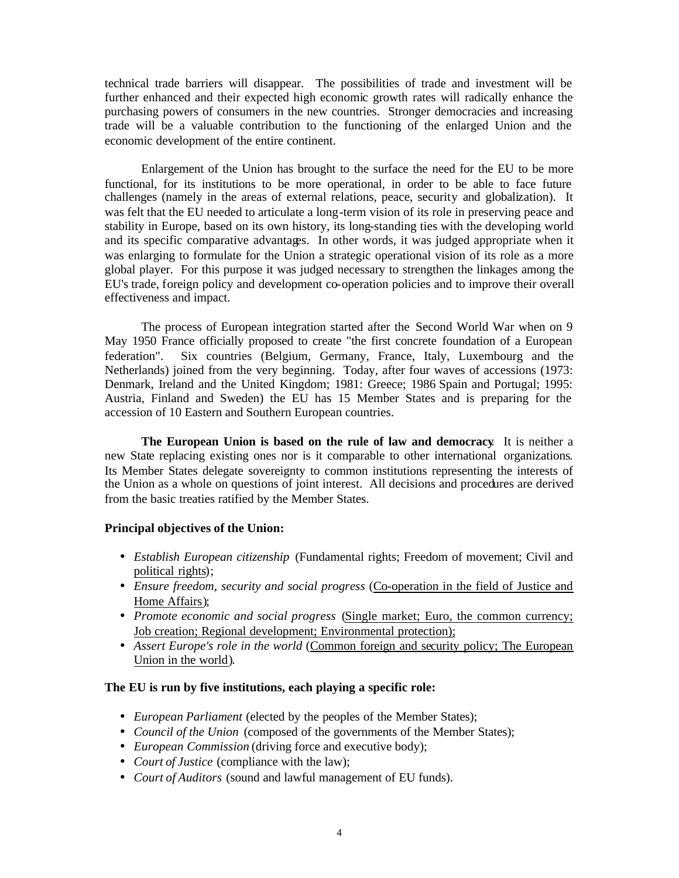technical trade barriers will disappear. The possibilities of trade and investment will be further enhanced and their expected high economic growth rates will radically enhance the purchasing powers of consumers in the new countries. Stronger democracies and increasing trade will be a valuable contribution to the functioning of the enlarged Union and the economic development of the entire continent.

Enlargement of the Union has brought to the surface the need for the EU to be more functional, for its institutions to be more operational, in order to be able to face future challenges (namely in the areas of external relations, peace, security and globalization). It was felt that the EU needed to articulate a long-term vision of its role in preserving peace and stability in Europe, based on its own history, its long-standing ties with the developing world and its specific comparative advantages. In other words, it was judged appropriate when it was enlarging to formulate for the Union a strategic operational vision of its role as a more global player. For this purpose it was judged necessary to strengthen the linkages among the EU's trade, foreign policy and development co-operation policies and to improve their overall effectiveness and impact.

The process of European integration started after the Second World War when on 9 May 1950 France officially proposed to create "the first concrete foundation of a European federation". Six countries (Belgium, Germany, France, Italy, Luxembourg and the Netherlands) joined from the very beginning. Today, after four waves of accessions (1973: Denmark, Ireland and the United Kingdom; 1981: Greece; 1986 Spain and Portugal; 1995: Austria, Finland and Sweden) the EU has 15 Member States and is preparing for the accession of 10 Eastern and Southern European countries.

**The European Union is based on the rule of law and democracy**. It is neither a new State replacing existing ones nor is it comparable to other international organizations. Its Member States delegate sovereignty to common institutions representing the interests of the Union as a whole on questions of joint interest. All decisions and procedures are derived from the basic treaties ratified by the Member States.

**Principal objectives of the Union:**

- *Establish European citizenship* (Fundamental rights; Freedom of movement; Civil and political rights);
- *Ensure freedom, security and social progress* (Co-operation in the field of Justice and Home Affairs);
- *Promote economic and social progress* (Single market; Euro, the common currency; Job creation; Regional development; Environmental protection);
- *Assert Europe's role in the world* (Common foreign and security policy; The European Union in the world).

**The EU is run by five institutions, each playing a specific role:**

- *European Parliament* (elected by the peoples of the Member States);
- *Council of the Union* (composed of the governments of the Member States);
- *European Commission* (driving force and executive body);
- *Court of Justice* (compliance with the law);
- *Court of Auditors* (sound and lawful management of EU funds).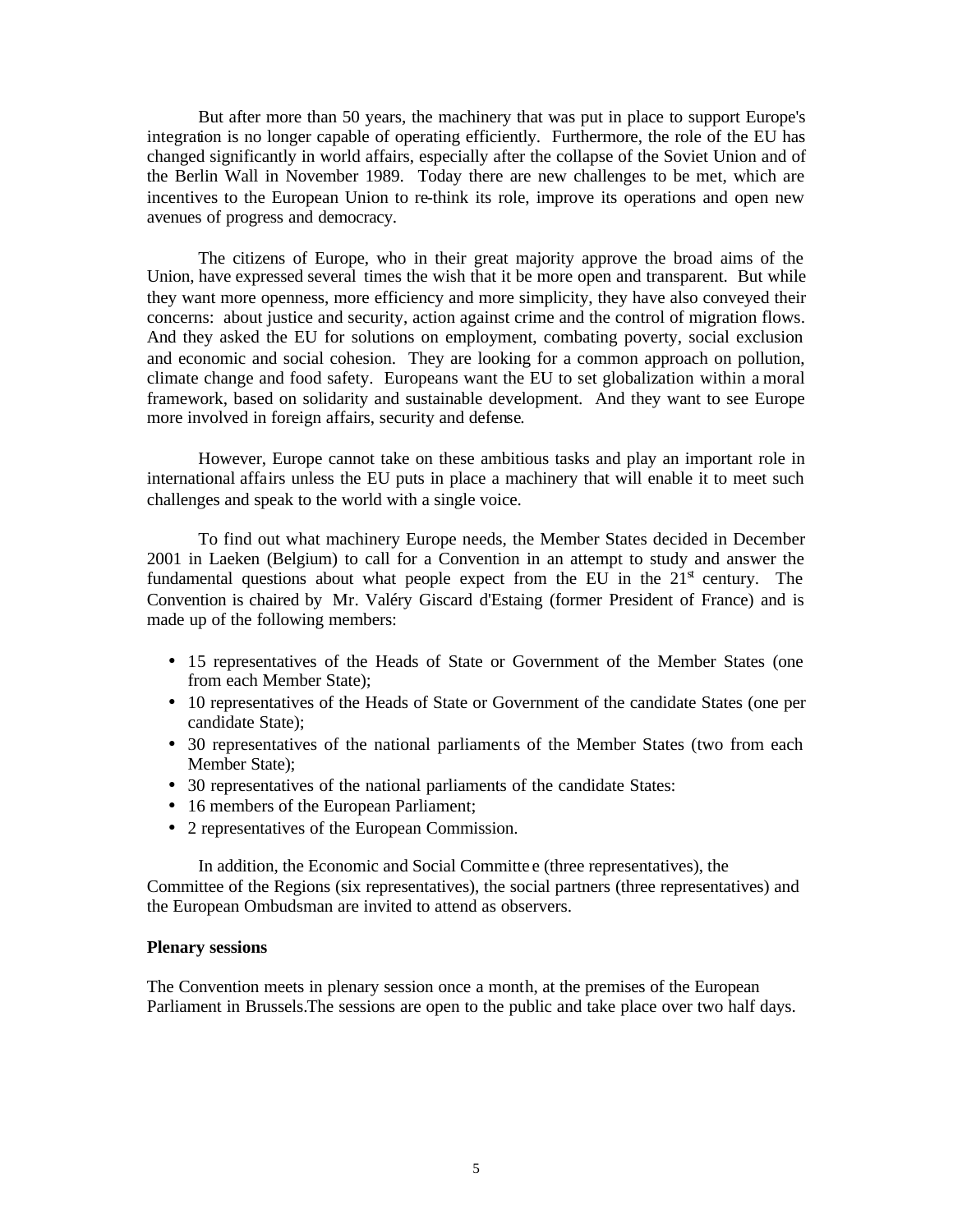But after more than 50 years, the machinery that was put in place to support Europe's integration is no longer capable of operating efficiently. Furthermore, the role of the EU has changed significantly in world affairs, especially after the collapse of the Soviet Union and of the Berlin Wall in November 1989. Today there are new challenges to be met, which are incentives to the European Union to re-think its role, improve its operations and open new avenues of progress and democracy.

The citizens of Europe, who in their great majority approve the broad aims of the Union, have expressed several times the wish that it be more open and transparent. But while they want more openness, more efficiency and more simplicity, they have also conveyed their concerns: about justice and security, action against crime and the control of migration flows. And they asked the EU for solutions on employment, combating poverty, social exclusion and economic and social cohesion. They are looking for a common approach on pollution, climate change and food safety. Europeans want the EU to set globalization within a moral framework, based on solidarity and sustainable development. And they want to see Europe more involved in foreign affairs, security and defense.

However, Europe cannot take on these ambitious tasks and play an important role in international affairs unless the EU puts in place a machinery that will enable it to meet such challenges and speak to the world with a single voice.

To find out what machinery Europe needs, the Member States decided in December 2001 in Laeken (Belgium) to call for a Convention in an attempt to study and answer the fundamental questions about what people expect from the EU in the 21st century. The Convention is chaired by Mr. Valéry Giscard d'Estaing (former President of France) and is made up of the following members:

- 15 representatives of the Heads of State or Government of the Member States (one from each Member State);
- 10 representatives of the Heads of State or Government of the candidate States (one per candidate State);
- 30 representatives of the national parliaments of the Member States (two from each Member State);
- 30 representatives of the national parliaments of the candidate States:
- 16 members of the European Parliament;
- 2 representatives of the European Commission.

In addition, the Economic and Social Committee (three representatives), the Committee of the Regions (six representatives), the social partners (three representatives) and the European Ombudsman are invited to attend as observers.

**Plenary sessions**

The Convention meets in plenary session once a month, at the premises of the European Parliament in Brussels.The sessions are open to the public and take place over two half days.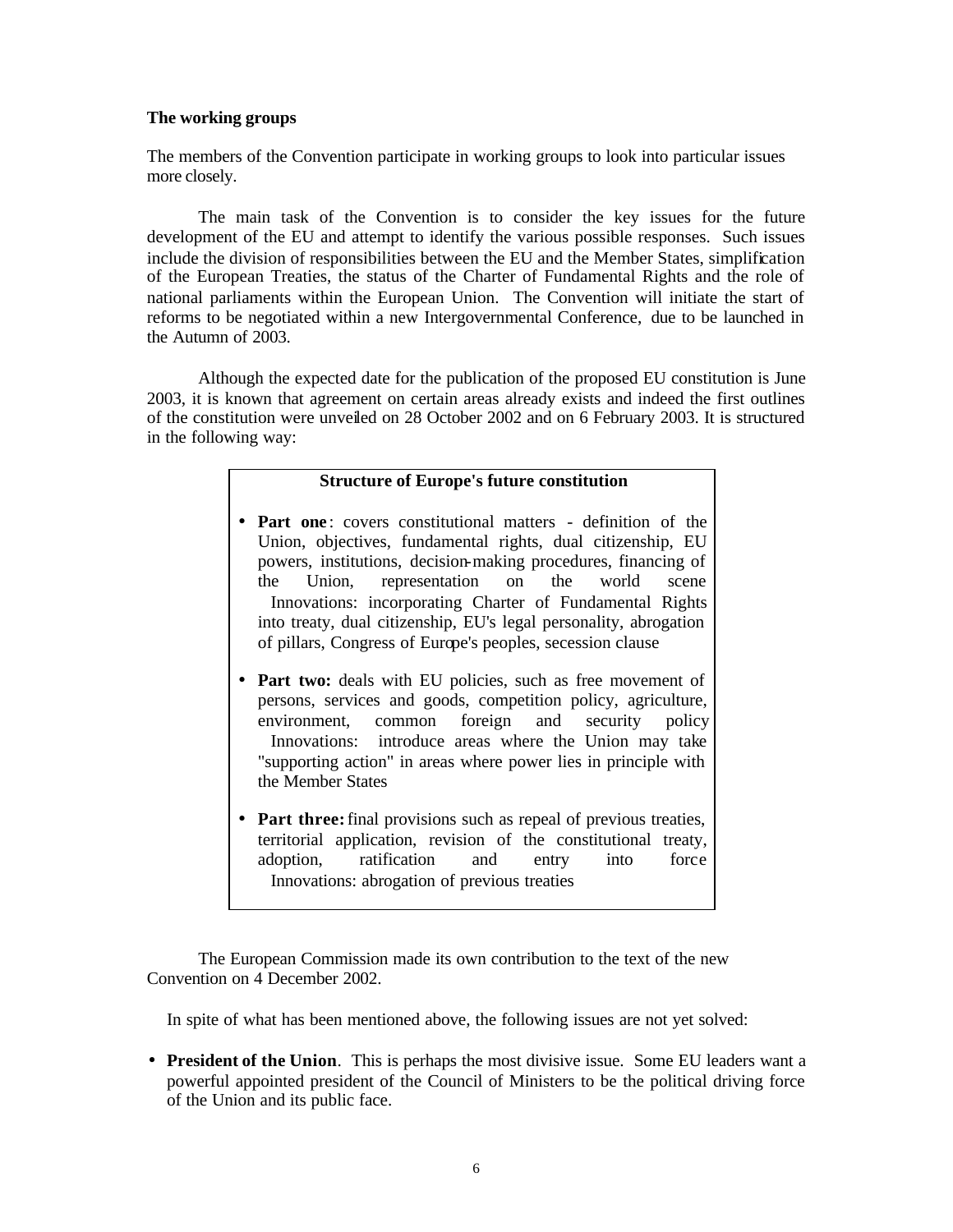**The working groups**

The members of the Convention participate in working groups to look into particular issues more closely.

The main task of the Convention is to consider the key issues for the future development of the EU and attempt to identify the various possible responses. Such issues include the division of responsibilities between the EU and the Member States, simplification of the European Treaties, the status of the Charter of Fundamental Rights and the role of national parliaments within the European Union. The Convention will initiate the start of reforms to be negotiated within a new Intergovernmental Conference, due to be launched in the Autumn of 2003.

Although the expected date for the publication of the proposed EU constitution is June 2003, it is known that agreement on certain areas already exists and indeed the first outlines of the constitution were unveiled on 28 October 2002 and on 6 February 2003. It is structured in the following way:

**Structure of Europe's future constitution**

- **Part one**: covers constitutional matters - definition of the Union, objectives, fundamental rights, dual citizenship, EU powers, institutions, decision-making procedures, financing of the Union, representation on the world scene
  Innovations: incorporating Charter of Fundamental Rights into treaty, dual citizenship, EU's legal personality, abrogation of pillars, Congress of Europe's peoples, secession clause
- **Part two:** deals with EU policies, such as free movement of persons, services and goods, competition policy, agriculture, environment, common foreign and security policy
  Innovations: introduce areas where the Union may take "supporting action" in areas where power lies in principle with the Member States
- **Part three:** final provisions such as repeal of previous treaties, territorial application, revision of the constitutional treaty, adoption, ratification and entry into force
  Innovations: abrogation of previous treaties

The European Commission made its own contribution to the text of the new Convention on 4 December 2002.

In spite of what has been mentioned above, the following issues are not yet solved:

- **President of the Union**. This is perhaps the most divisive issue. Some EU leaders want a powerful appointed president of the Council of Ministers to be the political driving force of the Union and its public face.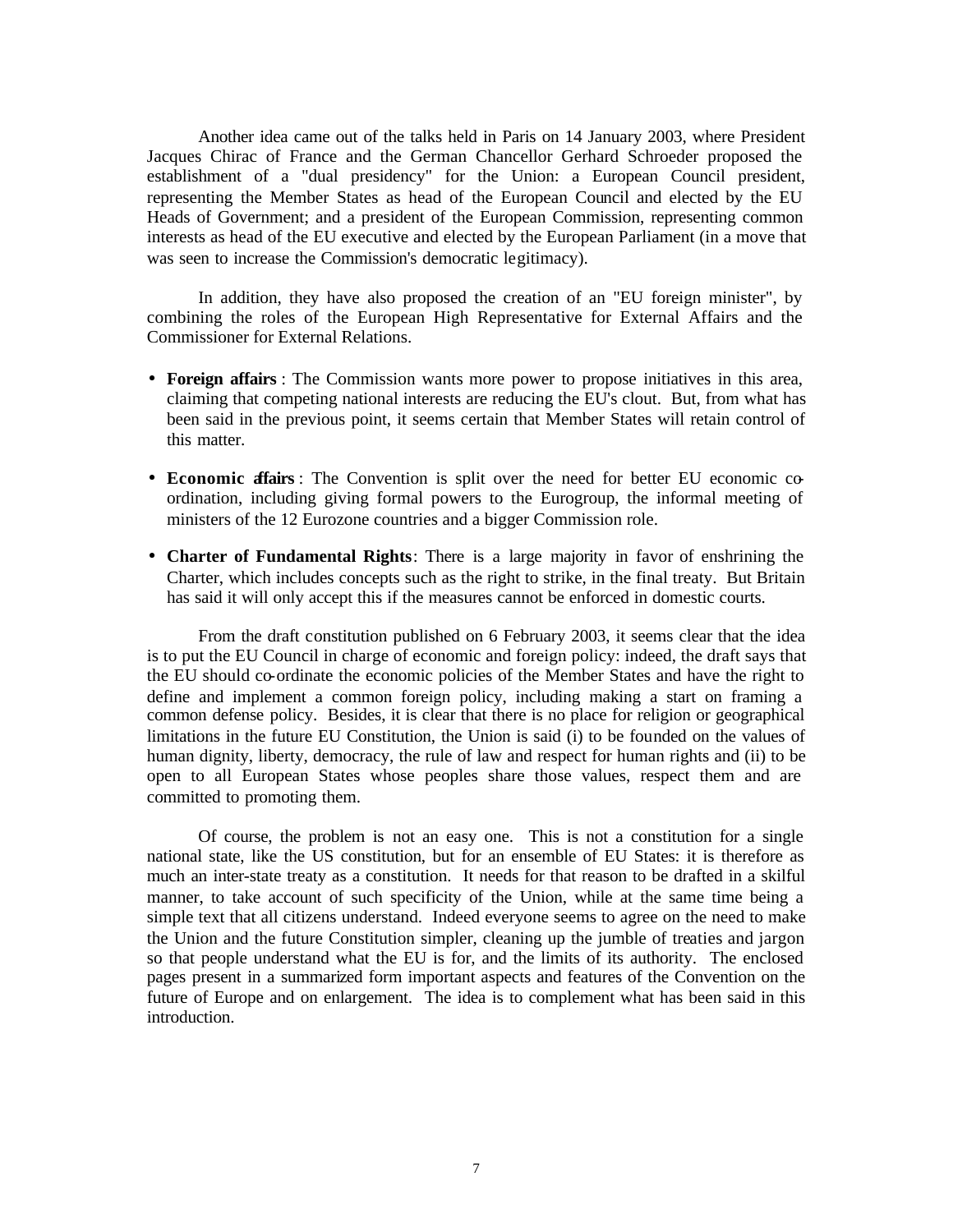Another idea came out of the talks held in Paris on 14 January 2003, where President Jacques Chirac of France and the German Chancellor Gerhard Schroeder proposed the establishment of a "dual presidency" for the Union: a European Council president, representing the Member States as head of the European Council and elected by the EU Heads of Government; and a president of the European Commission, representing common interests as head of the EU executive and elected by the European Parliament (in a move that was seen to increase the Commission's democratic legitimacy).

In addition, they have also proposed the creation of an "EU foreign minister", by combining the roles of the European High Representative for External Affairs and the Commissioner for External Relations.

- **Foreign affairs** : The Commission wants more power to propose initiatives in this area, claiming that competing national interests are reducing the EU's clout. But, from what has been said in the previous point, it seems certain that Member States will retain control of this matter.
- **Economic affairs** : The Convention is split over the need for better EU economic co-ordination, including giving formal powers to the Eurogroup, the informal meeting of ministers of the 12 Eurozone countries and a bigger Commission role.
- **Charter of Fundamental Rights**: There is a large majority in favor of enshrining the Charter, which includes concepts such as the right to strike, in the final treaty. But Britain has said it will only accept this if the measures cannot be enforced in domestic courts.

From the draft constitution published on 6 February 2003, it seems clear that the idea is to put the EU Council in charge of economic and foreign policy: indeed, the draft says that the EU should co-ordinate the economic policies of the Member States and have the right to define and implement a common foreign policy, including making a start on framing a common defense policy. Besides, it is clear that there is no place for religion or geographical limitations in the future EU Constitution, the Union is said (i) to be founded on the values of human dignity, liberty, democracy, the rule of law and respect for human rights and (ii) to be open to all European States whose peoples share those values, respect them and are committed to promoting them.

Of course, the problem is not an easy one. This is not a constitution for a single national state, like the US constitution, but for an ensemble of EU States: it is therefore as much an inter-state treaty as a constitution. It needs for that reason to be drafted in a skilful manner, to take account of such specificity of the Union, while at the same time being a simple text that all citizens understand. Indeed everyone seems to agree on the need to make the Union and the future Constitution simpler, cleaning up the jumble of treaties and jargon so that people understand what the EU is for, and the limits of its authority. The enclosed pages present in a summarized form important aspects and features of the Convention on the future of Europe and on enlargement. The idea is to complement what has been said in this introduction.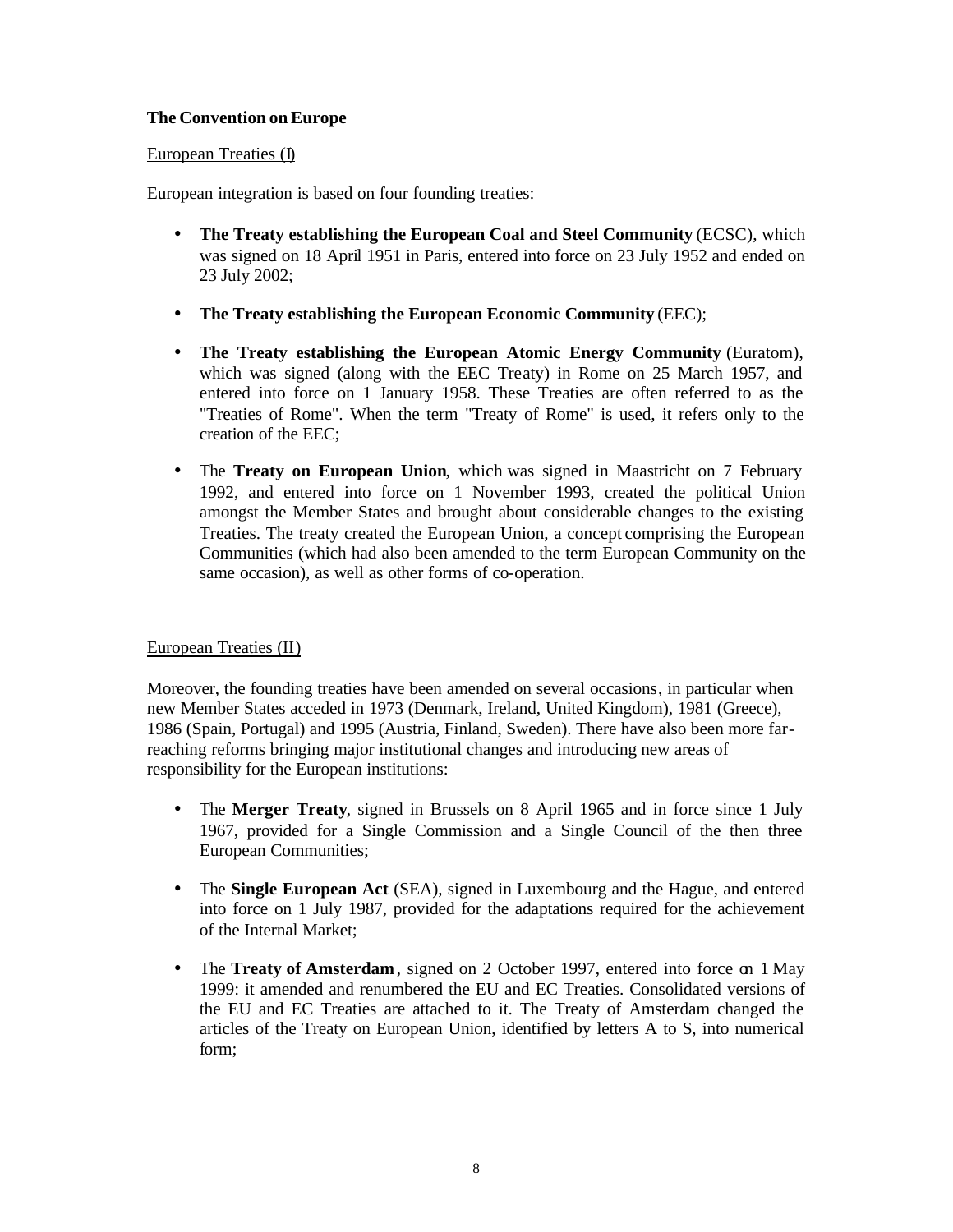**The Convention on Europe**

European Treaties (I)

European integration is based on four founding treaties:

- **The Treaty establishing the European Coal and Steel Community** (ECSC), which was signed on 18 April 1951 in Paris, entered into force on 23 July 1952 and ended on 23 July 2002;

- **The Treaty establishing the European Economic Community** (EEC);

- **The Treaty establishing the European Atomic Energy Community** (Euratom), which was signed (along with the EEC Treaty) in Rome on 25 March 1957, and entered into force on 1 January 1958. These Treaties are often referred to as the "Treaties of Rome". When the term "Treaty of Rome" is used, it refers only to the creation of the EEC;

- The **Treaty on European Union**, which was signed in Maastricht on 7 February 1992, and entered into force on 1 November 1993, created the political Union amongst the Member States and brought about considerable changes to the existing Treaties. The treaty created the European Union, a concept comprising the European Communities (which had also been amended to the term European Community on the same occasion), as well as other forms of co-operation.

European Treaties (II)

Moreover, the founding treaties have been amended on several occasions, in particular when new Member States acceded in 1973 (Denmark, Ireland, United Kingdom), 1981 (Greece), 1986 (Spain, Portugal) and 1995 (Austria, Finland, Sweden). There have also been more far-reaching reforms bringing major institutional changes and introducing new areas of responsibility for the European institutions:

- The **Merger Treaty**, signed in Brussels on 8 April 1965 and in force since 1 July 1967, provided for a Single Commission and a Single Council of the then three European Communities;

- The **Single European Act** (SEA), signed in Luxembourg and the Hague, and entered into force on 1 July 1987, provided for the adaptations required for the achievement of the Internal Market;

- The **Treaty of Amsterdam**, signed on 2 October 1997, entered into force on 1 May 1999: it amended and renumbered the EU and EC Treaties. Consolidated versions of the EU and EC Treaties are attached to it. The Treaty of Amsterdam changed the articles of the Treaty on European Union, identified by letters A to S, into numerical form;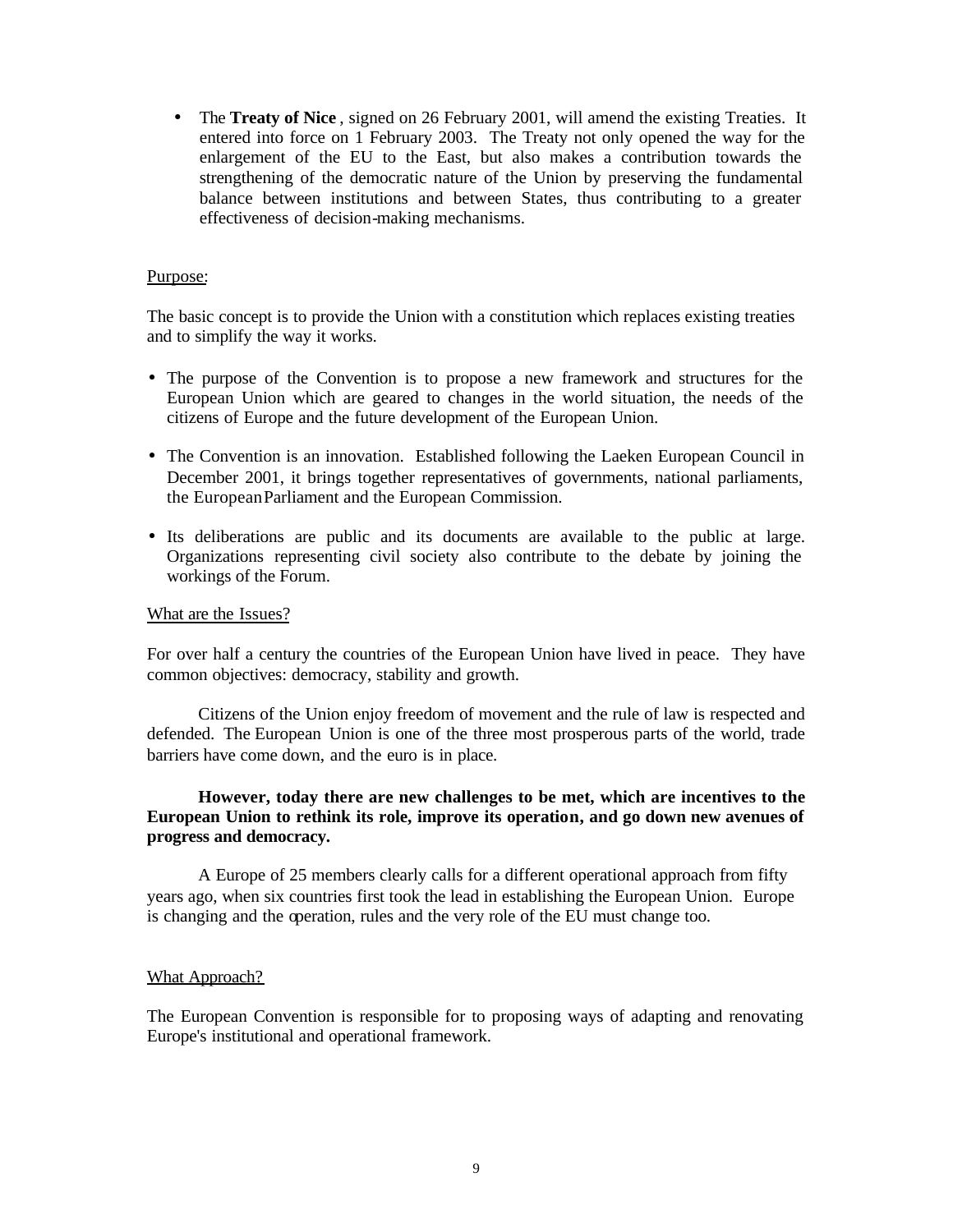- The **Treaty of Nice** , signed on 26 February 2001, will amend the existing Treaties. It entered into force on 1 February 2003. The Treaty not only opened the way for the enlargement of the EU to the East, but also makes a contribution towards the strengthening of the democratic nature of the Union by preserving the fundamental balance between institutions and between States, thus contributing to a greater effectiveness of decision-making mechanisms.

Purpose:

The basic concept is to provide the Union with a constitution which replaces existing treaties and to simplify the way it works.

- The purpose of the Convention is to propose a new framework and structures for the European Union which are geared to changes in the world situation, the needs of the citizens of Europe and the future development of the European Union.
- The Convention is an innovation. Established following the Laeken European Council in December 2001, it brings together representatives of governments, national parliaments, the European Parliament and the European Commission.
- Its deliberations are public and its documents are available to the public at large. Organizations representing civil society also contribute to the debate by joining the workings of the Forum.

What are the Issues?

For over half a century the countries of the European Union have lived in peace. They have common objectives: democracy, stability and growth.

Citizens of the Union enjoy freedom of movement and the rule of law is respected and defended. The European Union is one of the three most prosperous parts of the world, trade barriers have come down, and the euro is in place.

**However, today there are new challenges to be met, which are incentives to the European Union to rethink its role, improve its operation, and go down new avenues of progress and democracy.**

A Europe of 25 members clearly calls for a different operational approach from fifty years ago, when six countries first took the lead in establishing the European Union. Europe is changing and the operation, rules and the very role of the EU must change too.

What Approach?

The European Convention is responsible for to proposing ways of adapting and renovating Europe's institutional and operational framework.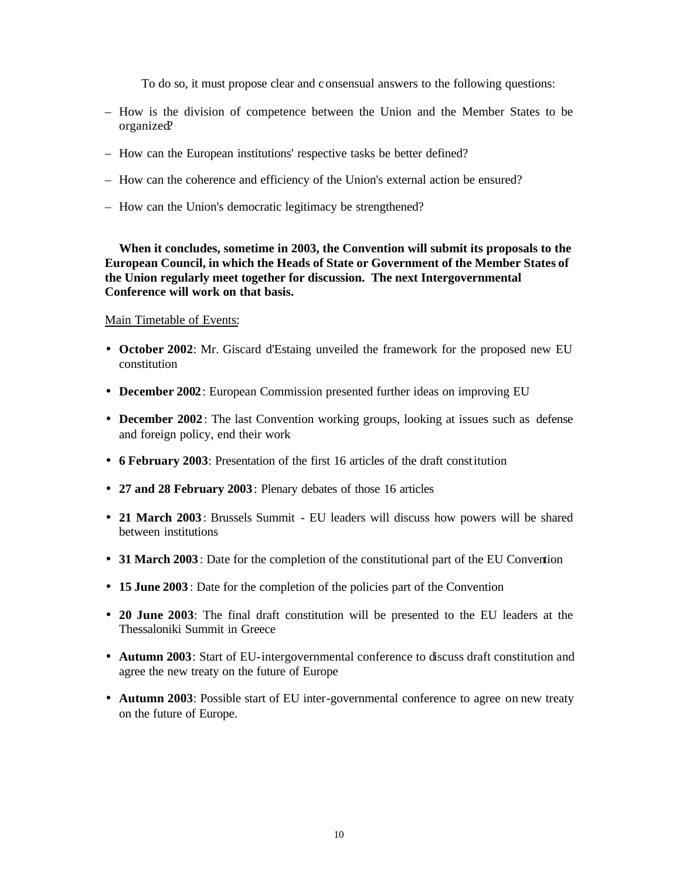To do so, it must propose clear and consensual answers to the following questions:

– How is the division of competence between the Union and the Member States to be organized?

– How can the European institutions' respective tasks be better defined?

– How can the coherence and efficiency of the Union's external action be ensured?

– How can the Union's democratic legitimacy be strengthened?

**When it concludes, sometime in 2003, the Convention will submit its proposals to the European Council, in which the Heads of State or Government of the Member States of the Union regularly meet together for discussion. The next Intergovernmental Conference will work on that basis.**

Main Timetable of Events:

- **October 2002**: Mr. Giscard d'Estaing unveiled the framework for the proposed new EU constitution
- **December 2002**: European Commission presented further ideas on improving EU
- **December 2002**: The last Convention working groups, looking at issues such as defense and foreign policy, end their work
- **6 February 2003**: Presentation of the first 16 articles of the draft constitution
- **27 and 28 February 2003**: Plenary debates of those 16 articles
- **21 March 2003**: Brussels Summit - EU leaders will discuss how powers will be shared between institutions
- **31 March 2003**: Date for the completion of the constitutional part of the EU Convention
- **15 June 2003**: Date for the completion of the policies part of the Convention
- **20 June 2003**: The final draft constitution will be presented to the EU leaders at the Thessaloniki Summit in Greece
- **Autumn 2003**: Start of EU-intergovernmental conference to discuss draft constitution and agree the new treaty on the future of Europe
- **Autumn 2003**: Possible start of EU inter-governmental conference to agree on new treaty on the future of Europe.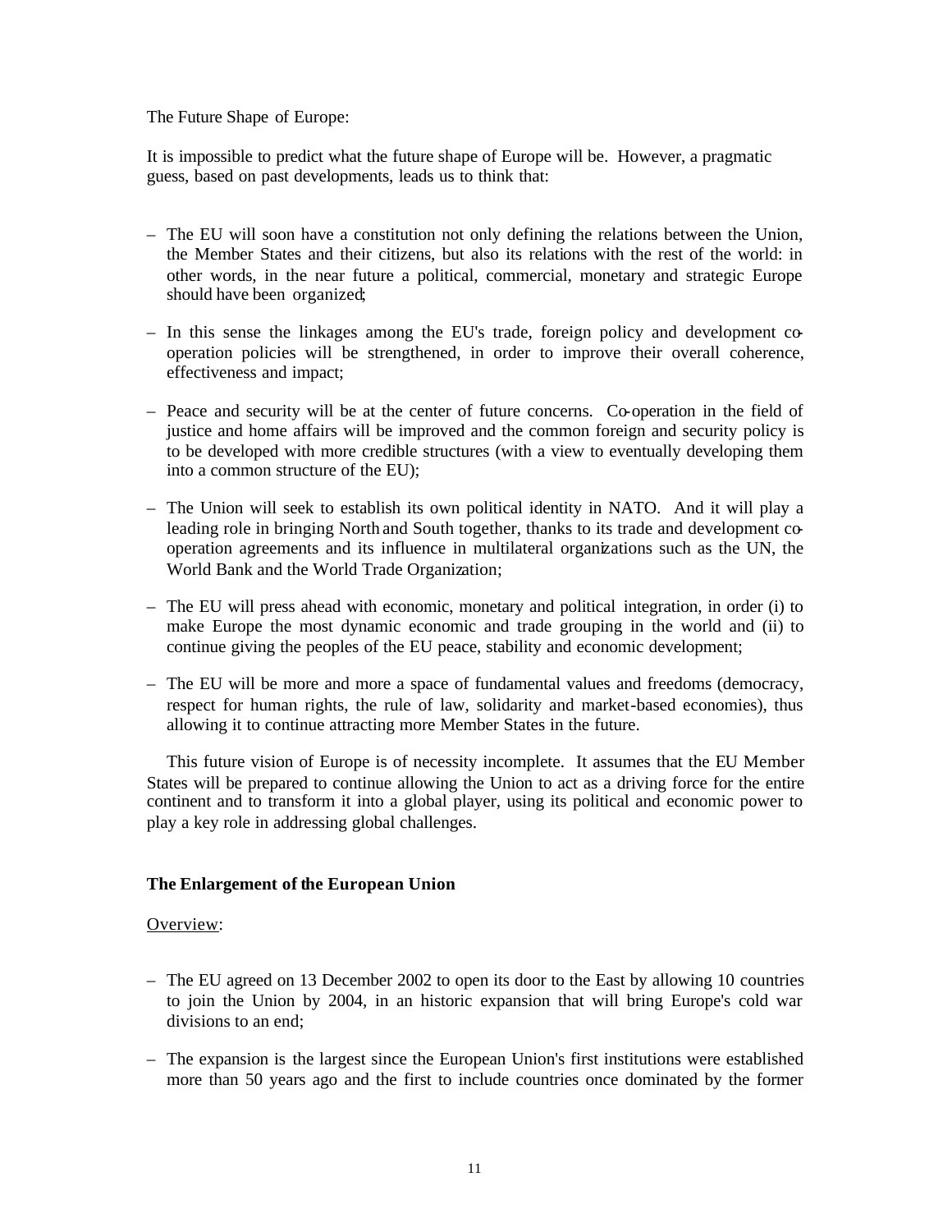The Future Shape of Europe:

It is impossible to predict what the future shape of Europe will be. However, a pragmatic guess, based on past developments, leads us to think that:

- The EU will soon have a constitution not only defining the relations between the Union, the Member States and their citizens, but also its relations with the rest of the world: in other words, in the near future a political, commercial, monetary and strategic Europe should have been organized;
- In this sense the linkages among the EU's trade, foreign policy and development co-operation policies will be strengthened, in order to improve their overall coherence, effectiveness and impact;
- Peace and security will be at the center of future concerns. Co-operation in the field of justice and home affairs will be improved and the common foreign and security policy is to be developed with more credible structures (with a view to eventually developing them into a common structure of the EU);
- The Union will seek to establish its own political identity in NATO. And it will play a leading role in bringing North and South together, thanks to its trade and development co-operation agreements and its influence in multilateral organizations such as the UN, the World Bank and the World Trade Organization;
- The EU will press ahead with economic, monetary and political integration, in order (i) to make Europe the most dynamic economic and trade grouping in the world and (ii) to continue giving the peoples of the EU peace, stability and economic development;
- The EU will be more and more a space of fundamental values and freedoms (democracy, respect for human rights, the rule of law, solidarity and market-based economies), thus allowing it to continue attracting more Member States in the future.

This future vision of Europe is of necessity incomplete. It assumes that the EU Member States will be prepared to continue allowing the Union to act as a driving force for the entire continent and to transform it into a global player, using its political and economic power to play a key role in addressing global challenges.

**The Enlargement of the European Union**

Overview:

- The EU agreed on 13 December 2002 to open its door to the East by allowing 10 countries to join the Union by 2004, in an historic expansion that will bring Europe's cold war divisions to an end;
- The expansion is the largest since the European Union's first institutions were established more than 50 years ago and the first to include countries once dominated by the former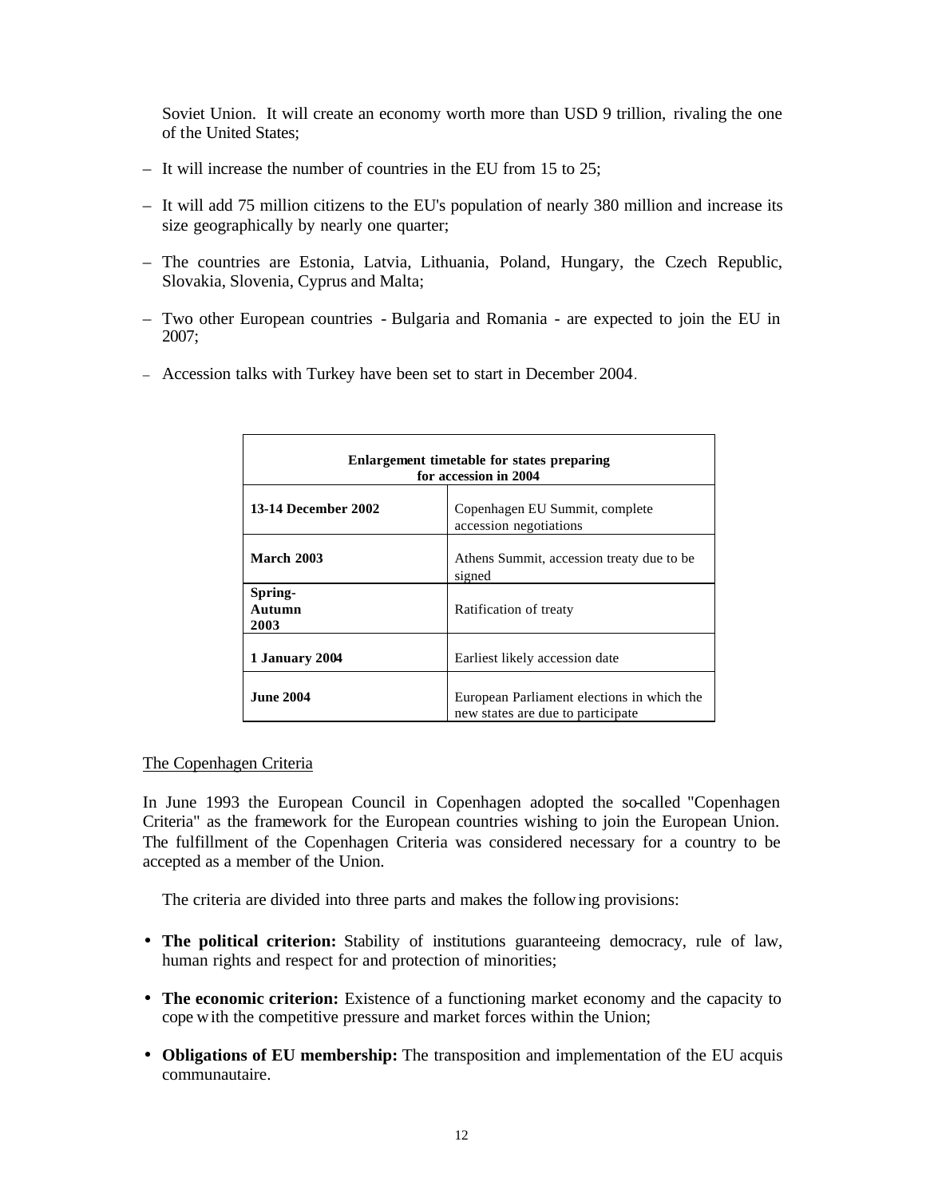Soviet Union. It will create an economy worth more than USD 9 trillion, rivaling the one of the United States;

- It will increase the number of countries in the EU from 15 to 25;
- It will add 75 million citizens to the EU's population of nearly 380 million and increase its size geographically by nearly one quarter;
- The countries are Estonia, Latvia, Lithuania, Poland, Hungary, the Czech Republic, Slovakia, Slovenia, Cyprus and Malta;
- Two other European countries - Bulgaria and Romania - are expected to join the EU in 2007;
- Accession talks with Turkey have been set to start in December 2004.

| **Enlargement timetable for states preparing for accession in 2004** | |
|---|---|
| **13-14 December 2002** | Copenhagen EU Summit, complete accession negotiations |
| **March 2003** | Athens Summit, accession treaty due to be signed |
| **Spring-Autumn 2003** | Ratification of treaty |
| **1 January 2004** | Earliest likely accession date |
| **June 2004** | European Parliament elections in which the new states are due to participate |

The Copenhagen Criteria

In June 1993 the European Council in Copenhagen adopted the so-called "Copenhagen Criteria" as the framework for the European countries wishing to join the European Union. The fulfillment of the Copenhagen Criteria was considered necessary for a country to be accepted as a member of the Union.

The criteria are divided into three parts and makes the following provisions:

- **The political criterion:** Stability of institutions guaranteeing democracy, rule of law, human rights and respect for and protection of minorities;
- **The economic criterion:** Existence of a functioning market economy and the capacity to cope with the competitive pressure and market forces within the Union;
- **Obligations of EU membership:** The transposition and implementation of the EU acquis communautaire.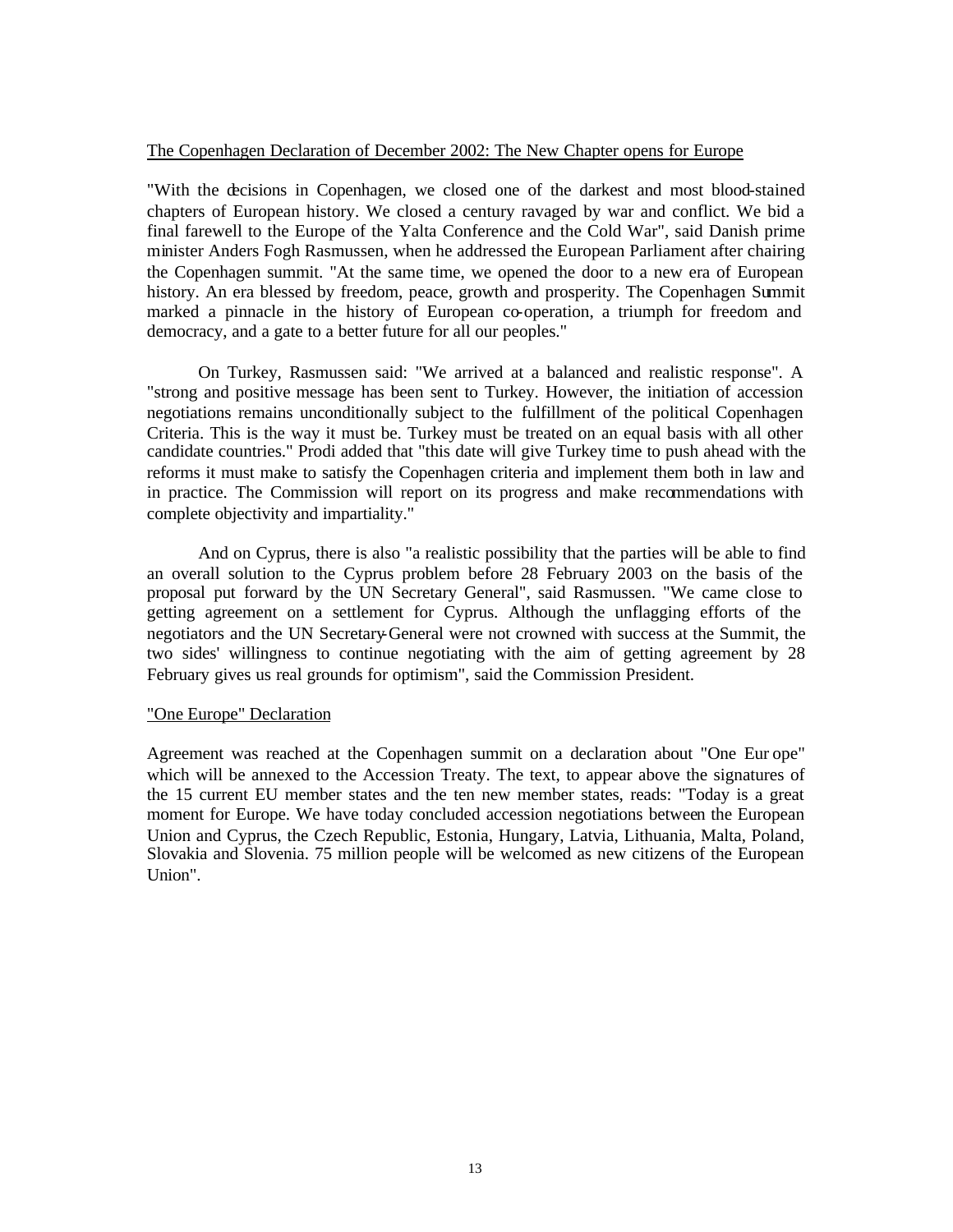The Copenhagen Declaration of December 2002: The New Chapter opens for Europe

"With the decisions in Copenhagen, we closed one of the darkest and most blood-stained chapters of European history. We closed a century ravaged by war and conflict. We bid a final farewell to the Europe of the Yalta Conference and the Cold War", said Danish prime minister Anders Fogh Rasmussen, when he addressed the European Parliament after chairing the Copenhagen summit. "At the same time, we opened the door to a new era of European history. An era blessed by freedom, peace, growth and prosperity. The Copenhagen Summit marked a pinnacle in the history of European co-operation, a triumph for freedom and democracy, and a gate to a better future for all our peoples."

On Turkey, Rasmussen said: "We arrived at a balanced and realistic response". A "strong and positive message has been sent to Turkey. However, the initiation of accession negotiations remains unconditionally subject to the fulfillment of the political Copenhagen Criteria. This is the way it must be. Turkey must be treated on an equal basis with all other candidate countries." Prodi added that "this date will give Turkey time to push ahead with the reforms it must make to satisfy the Copenhagen criteria and implement them both in law and in practice. The Commission will report on its progress and make recommendations with complete objectivity and impartiality."

And on Cyprus, there is also "a realistic possibility that the parties will be able to find an overall solution to the Cyprus problem before 28 February 2003 on the basis of the proposal put forward by the UN Secretary General", said Rasmussen. "We came close to getting agreement on a settlement for Cyprus. Although the unflagging efforts of the negotiators and the UN Secretary-General were not crowned with success at the Summit, the two sides' willingness to continue negotiating with the aim of getting agreement by 28 February gives us real grounds for optimism", said the Commission President.

"One Europe" Declaration

Agreement was reached at the Copenhagen summit on a declaration about "One Europe" which will be annexed to the Accession Treaty. The text, to appear above the signatures of the 15 current EU member states and the ten new member states, reads: "Today is a great moment for Europe. We have today concluded accession negotiations between the European Union and Cyprus, the Czech Republic, Estonia, Hungary, Latvia, Lithuania, Malta, Poland, Slovakia and Slovenia. 75 million people will be welcomed as new citizens of the European Union".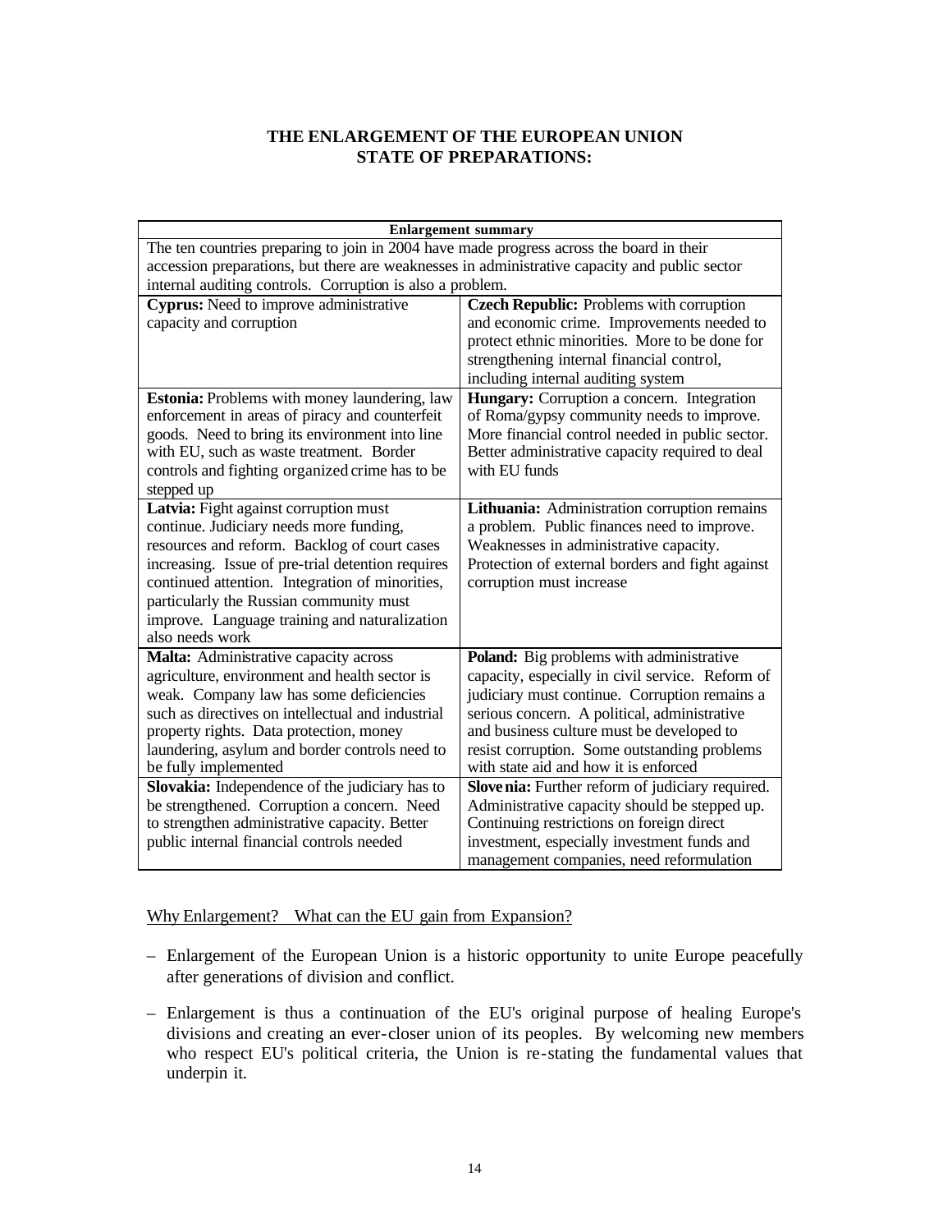**THE ENLARGEMENT OF THE EUROPEAN UNION**
**STATE OF PREPARATIONS:**

| **Enlargement summary** | |
|---|---|
| The ten countries preparing to join in 2004 have made progress across the board in their accession preparations, but there are weaknesses in administrative capacity and public sector internal auditing controls. Corruption is also a problem. | |
| **Cyprus:** Need to improve administrative capacity and corruption | **Czech Republic:** Problems with corruption and economic crime. Improvements needed to protect ethnic minorities. More to be done for strengthening internal financial control, including internal auditing system |
| **Estonia:** Problems with money laundering, law enforcement in areas of piracy and counterfeit goods. Need to bring its environment into line with EU, such as waste treatment. Border controls and fighting organized crime has to be stepped up | **Hungary:** Corruption a concern. Integration of Roma/gypsy community needs to improve. More financial control needed in public sector. Better administrative capacity required to deal with EU funds |
| **Latvia:** Fight against corruption must continue. Judiciary needs more funding, resources and reform. Backlog of court cases increasing. Issue of pre-trial detention requires continued attention. Integration of minorities, particularly the Russian community must improve. Language training and naturalization also needs work | **Lithuania:** Administration corruption remains a problem. Public finances need to improve. Weaknesses in administrative capacity. Protection of external borders and fight against corruption must increase |
| **Malta:** Administrative capacity across agriculture, environment and health sector is weak. Company law has some deficiencies such as directives on intellectual and industrial property rights. Data protection, money laundering, asylum and border controls need to be fully implemented | **Poland:** Big problems with administrative capacity, especially in civil service. Reform of judiciary must continue. Corruption remains a serious concern. A political, administrative and business culture must be developed to resist corruption. Some outstanding problems with state aid and how it is enforced |
| **Slovakia:** Independence of the judiciary has to be strengthened. Corruption a concern. Need to strengthen administrative capacity. Better public internal financial controls needed | **Slovenia:** Further reform of judiciary required. Administrative capacity should be stepped up. Continuing restrictions on foreign direct investment, especially investment funds and management companies, need reformulation |

Why Enlargement? What can the EU gain from Expansion?

- Enlargement of the European Union is a historic opportunity to unite Europe peacefully after generations of division and conflict.
- Enlargement is thus a continuation of the EU's original purpose of healing Europe's divisions and creating an ever-closer union of its peoples. By welcoming new members who respect EU's political criteria, the Union is re-stating the fundamental values that underpin it.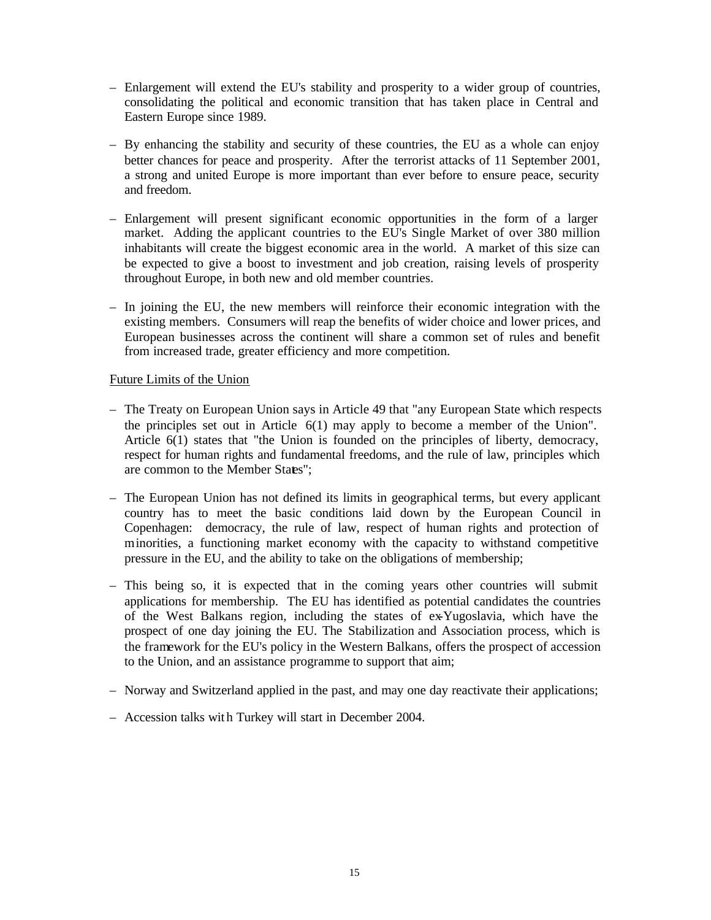– Enlargement will extend the EU's stability and prosperity to a wider group of countries, consolidating the political and economic transition that has taken place in Central and Eastern Europe since 1989.

– By enhancing the stability and security of these countries, the EU as a whole can enjoy better chances for peace and prosperity. After the terrorist attacks of 11 September 2001, a strong and united Europe is more important than ever before to ensure peace, security and freedom.

– Enlargement will present significant economic opportunities in the form of a larger market. Adding the applicant countries to the EU's Single Market of over 380 million inhabitants will create the biggest economic area in the world. A market of this size can be expected to give a boost to investment and job creation, raising levels of prosperity throughout Europe, in both new and old member countries.

– In joining the EU, the new members will reinforce their economic integration with the existing members. Consumers will reap the benefits of wider choice and lower prices, and European businesses across the continent will share a common set of rules and benefit from increased trade, greater efficiency and more competition.

Future Limits of the Union

– The Treaty on European Union says in Article 49 that "any European State which respects the principles set out in Article 6(1) may apply to become a member of the Union". Article 6(1) states that "the Union is founded on the principles of liberty, democracy, respect for human rights and fundamental freedoms, and the rule of law, principles which are common to the Member States";

– The European Union has not defined its limits in geographical terms, but every applicant country has to meet the basic conditions laid down by the European Council in Copenhagen: democracy, the rule of law, respect of human rights and protection of minorities, a functioning market economy with the capacity to withstand competitive pressure in the EU, and the ability to take on the obligations of membership;

– This being so, it is expected that in the coming years other countries will submit applications for membership. The EU has identified as potential candidates the countries of the West Balkans region, including the states of ex-Yugoslavia, which have the prospect of one day joining the EU. The Stabilization and Association process, which is the framework for the EU's policy in the Western Balkans, offers the prospect of accession to the Union, and an assistance programme to support that aim;

– Norway and Switzerland applied in the past, and may one day reactivate their applications;

– Accession talks with Turkey will start in December 2004.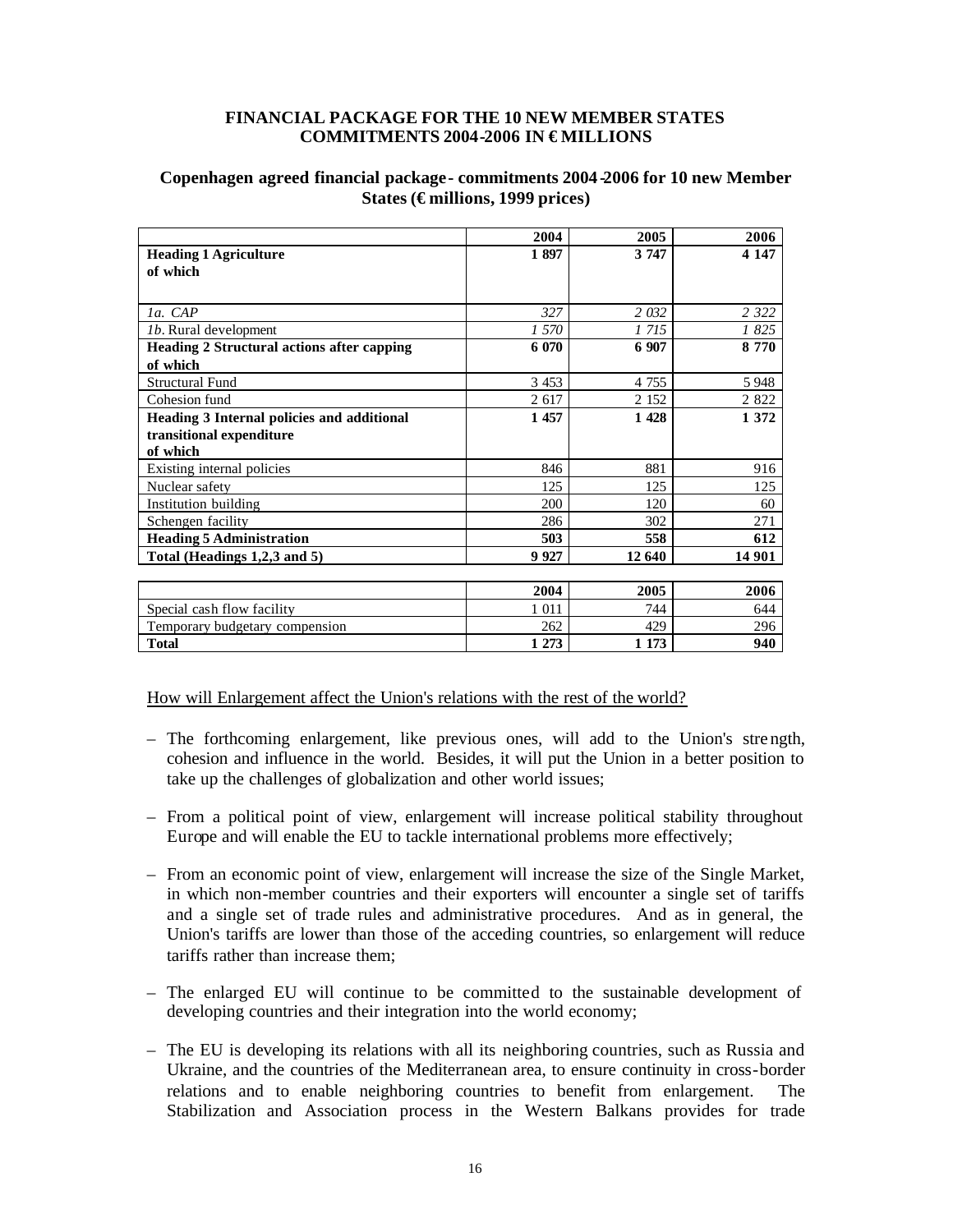**FINANCIAL PACKAGE FOR THE 10 NEW MEMBER STATES COMMITMENTS 2004-2006 IN € MILLIONS**

**Copenhagen agreed financial package - commitments 2004-2006 for 10 new Member States (€ millions, 1999 prices)**

| | 2004 | 2005 | 2006 |
|---|---|---|---|
| **Heading 1 Agriculture of which** | **1 897** | **3 747** | **4 147** |
| *1a. CAP* | *327* | *2 032* | *2 322* |
| *1b.* Rural development | *1 570* | *1 715* | *1 825* |
| **Heading 2 Structural actions after capping of which** | **6 070** | **6 907** | **8 770** |
| Structural Fund | 3 453 | 4 755 | 5 948 |
| Cohesion fund | 2 617 | 2 152 | 2 822 |
| **Heading 3 Internal policies and additional transitional expenditure of which** | **1 457** | **1 428** | **1 372** |
| Existing internal policies | 846 | 881 | 916 |
| Nuclear safety | 125 | 125 | 125 |
| Institution building | 200 | 120 | 60 |
| Schengen facility | 286 | 302 | 271 |
| **Heading 5 Administration** | **503** | **558** | **612** |
| **Total (Headings 1,2,3 and 5)** | **9 927** | **12 640** | **14 901** |

| | 2004 | 2005 | 2006 |
|---|---|---|---|
| Special cash flow facility | 1 011 | 744 | 644 |
| Temporary budgetary compension | 262 | 429 | 296 |
| **Total** | **1 273** | **1 173** | **940** |

How will Enlargement affect the Union's relations with the rest of the world?

- The forthcoming enlargement, like previous ones, will add to the Union's strength, cohesion and influence in the world. Besides, it will put the Union in a better position to take up the challenges of globalization and other world issues;
- From a political point of view, enlargement will increase political stability throughout Europe and will enable the EU to tackle international problems more effectively;
- From an economic point of view, enlargement will increase the size of the Single Market, in which non-member countries and their exporters will encounter a single set of tariffs and a single set of trade rules and administrative procedures. And as in general, the Union's tariffs are lower than those of the acceding countries, so enlargement will reduce tariffs rather than increase them;
- The enlarged EU will continue to be committed to the sustainable development of developing countries and their integration into the world economy;
- The EU is developing its relations with all its neighboring countries, such as Russia and Ukraine, and the countries of the Mediterranean area, to ensure continuity in cross-border relations and to enable neighboring countries to benefit from enlargement. The Stabilization and Association process in the Western Balkans provides for trade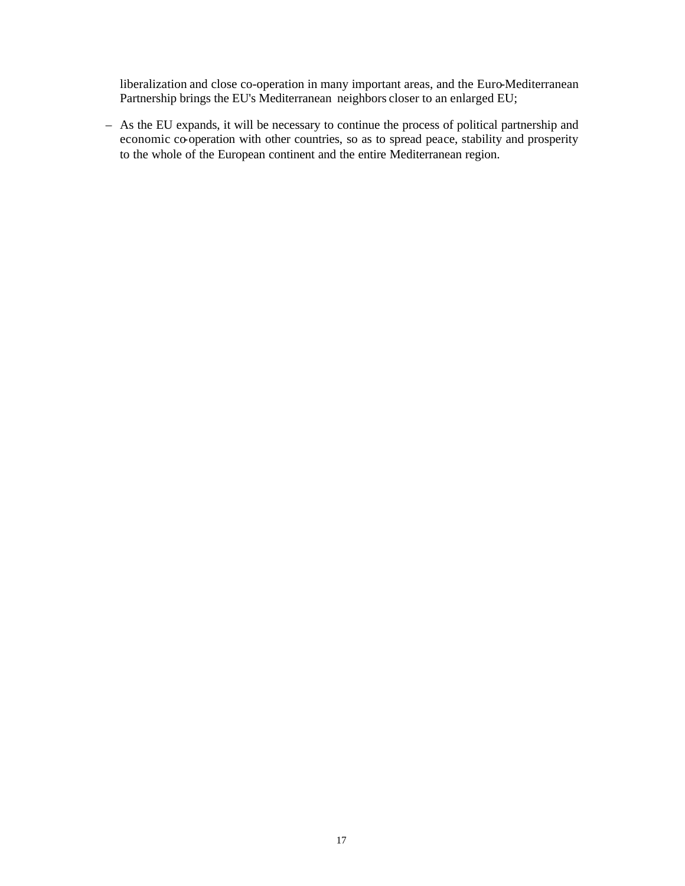liberalization and close co-operation in many important areas, and the Euro-Mediterranean Partnership brings the EU's Mediterranean neighbors closer to an enlarged EU;

– As the EU expands, it will be necessary to continue the process of political partnership and economic co-operation with other countries, so as to spread peace, stability and prosperity to the whole of the European continent and the entire Mediterranean region.